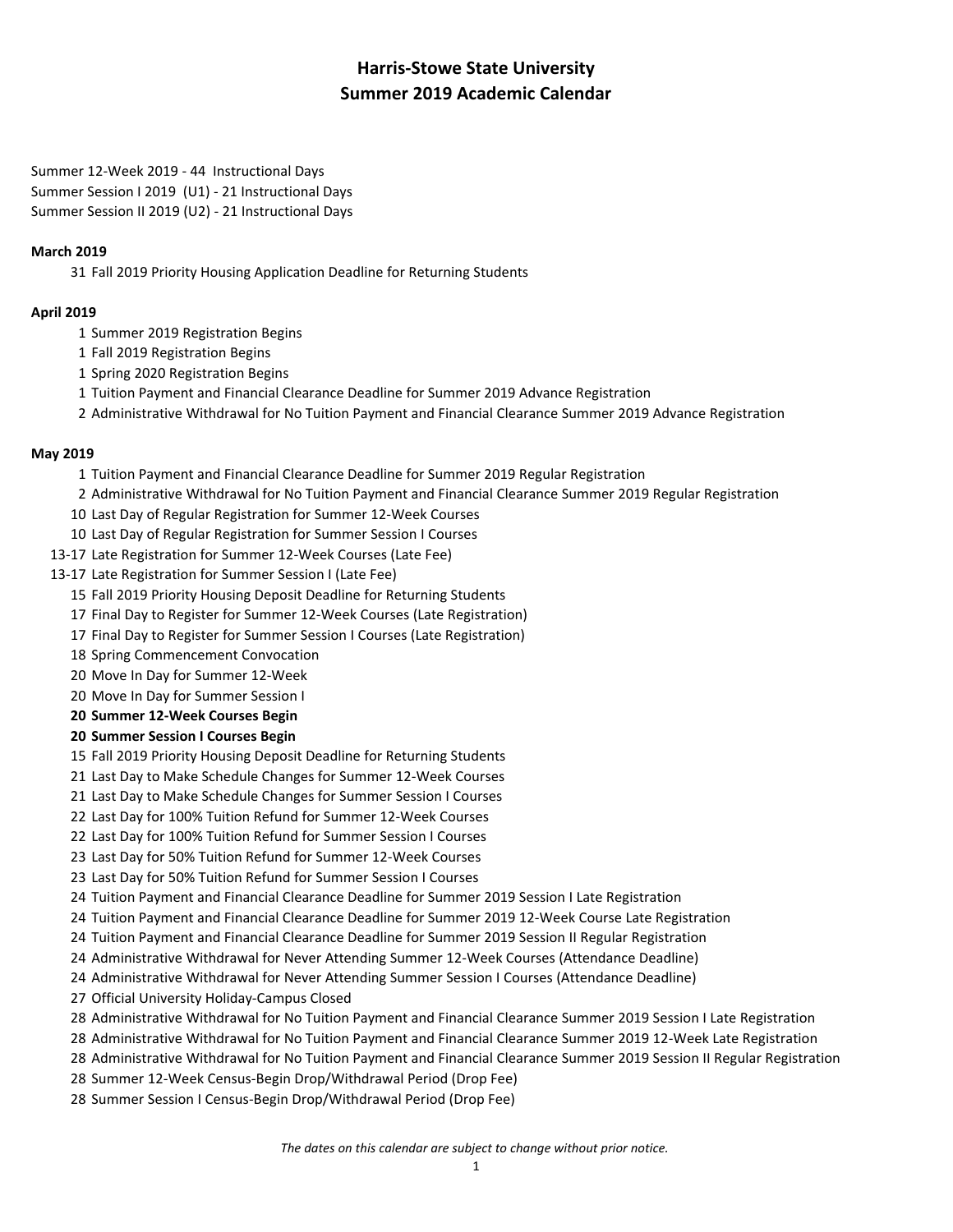# Harris-Stowe State University
# Summer 2019 Academic Calendar

Summer 12-Week 2019 - 44 Instructional Days
Summer Session I 2019 (U1) - 21 Instructional Days
Summer Session II 2019 (U2) - 21 Instructional Days

**March 2019**

31 Fall 2019 Priority Housing Application Deadline for Returning Students

**April 2019**

1 Summer 2019 Registration Begins
1 Fall 2019 Registration Begins
1 Spring 2020 Registration Begins
1 Tuition Payment and Financial Clearance Deadline for Summer 2019 Advance Registration
2 Administrative Withdrawal for No Tuition Payment and Financial Clearance Summer 2019 Advance Registration

**May 2019**

1 Tuition Payment and Financial Clearance Deadline for Summer 2019 Regular Registration
2 Administrative Withdrawal for No Tuition Payment and Financial Clearance Summer 2019 Regular Registration
10 Last Day of Regular Registration for Summer 12-Week Courses
10 Last Day of Regular Registration for Summer Session I Courses
13-17 Late Registration for Summer 12-Week Courses (Late Fee)
13-17 Late Registration for Summer Session I (Late Fee)
15 Fall 2019 Priority Housing Deposit Deadline for Returning Students
17 Final Day to Register for Summer 12-Week Courses (Late Registration)
17 Final Day to Register for Summer Session I Courses (Late Registration)
18 Spring Commencement Convocation
20 Move In Day for Summer 12-Week
20 Move In Day for Summer Session I
**20 Summer 12-Week Courses Begin**
**20 Summer Session I Courses Begin**
15 Fall 2019 Priority Housing Deposit Deadline for Returning Students
21 Last Day to Make Schedule Changes for Summer 12-Week Courses
21 Last Day to Make Schedule Changes for Summer Session I Courses
22 Last Day for 100% Tuition Refund for Summer 12-Week Courses
22 Last Day for 100% Tuition Refund for Summer Session I Courses
23 Last Day for 50% Tuition Refund for Summer 12-Week Courses
23 Last Day for 50% Tuition Refund for Summer Session I Courses
24 Tuition Payment and Financial Clearance Deadline for Summer 2019 Session I Late Registration
24 Tuition Payment and Financial Clearance Deadline for Summer 2019 12-Week Course Late Registration
24 Tuition Payment and Financial Clearance Deadline for Summer 2019 Session II Regular Registration
24 Administrative Withdrawal for Never Attending Summer 12-Week Courses (Attendance Deadline)
24 Administrative Withdrawal for Never Attending Summer Session I Courses (Attendance Deadline)
27 Official University Holiday-Campus Closed
28 Administrative Withdrawal for No Tuition Payment and Financial Clearance Summer 2019 Session I Late Registration
28 Administrative Withdrawal for No Tuition Payment and Financial Clearance Summer 2019 12-Week Late Registration
28 Administrative Withdrawal for No Tuition Payment and Financial Clearance Summer 2019 Session II Regular Registration
28 Summer 12-Week Census-Begin Drop/Withdrawal Period (Drop Fee)
28 Summer Session I Census-Begin Drop/Withdrawal Period (Drop Fee)

*The dates on this calendar are subject to change without prior notice.*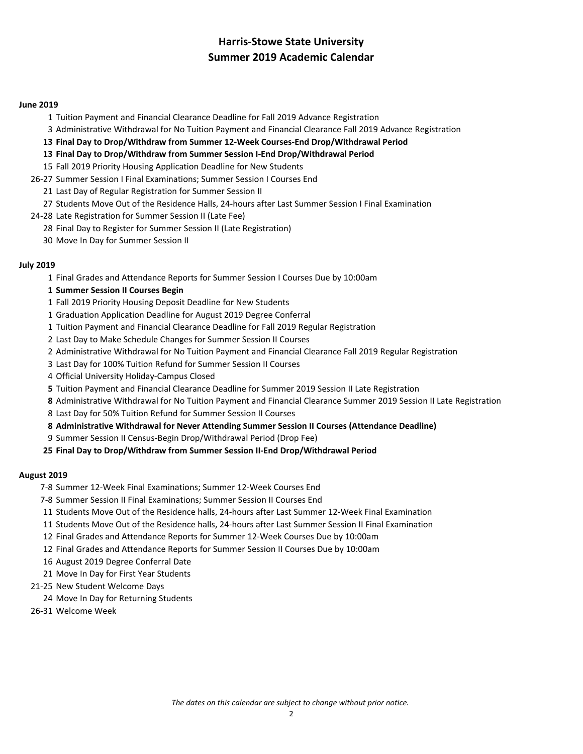# Harris-Stowe State University
## Summer 2019 Academic Calendar

**June 2019**

1 Tuition Payment and Financial Clearance Deadline for Fall 2019 Advance Registration
3 Administrative Withdrawal for No Tuition Payment and Financial Clearance Fall 2019 Advance Registration
**13 Final Day to Drop/Withdraw from Summer 12-Week Courses-End Drop/Withdrawal Period**
**13 Final Day to Drop/Withdraw from Summer Session I-End Drop/Withdrawal Period**
15 Fall 2019 Priority Housing Application Deadline for New Students
26-27 Summer Session I Final Examinations; Summer Session I Courses End
21 Last Day of Regular Registration for Summer Session II
27 Students Move Out of the Residence Halls, 24-hours after Last Summer Session I Final Examination
24-28 Late Registration for Summer Session II (Late Fee)
28 Final Day to Register for Summer Session II (Late Registration)
30 Move In Day for Summer Session II

**July 2019**

1 Final Grades and Attendance Reports for Summer Session I Courses Due by 10:00am
**1 Summer Session II Courses Begin**
1 Fall 2019 Priority Housing Deposit Deadline for New Students
1 Graduation Application Deadline for August 2019 Degree Conferral
1 Tuition Payment and Financial Clearance Deadline for Fall 2019 Regular Registration
2 Last Day to Make Schedule Changes for Summer Session II Courses
2 Administrative Withdrawal for No Tuition Payment and Financial Clearance Fall 2019 Regular Registration
3 Last Day for 100% Tuition Refund for Summer Session II Courses
4 Official University Holiday-Campus Closed
**5** Tuition Payment and Financial Clearance Deadline for Summer 2019 Session II Late Registration
**8** Administrative Withdrawal for No Tuition Payment and Financial Clearance Summer 2019 Session II Late Registration
8 Last Day for 50% Tuition Refund for Summer Session II Courses
**8 Administrative Withdrawal for Never Attending Summer Session II Courses (Attendance Deadline)**
9 Summer Session II Census-Begin Drop/Withdrawal Period (Drop Fee)
**25 Final Day to Drop/Withdraw from Summer Session II-End Drop/Withdrawal Period**

**August 2019**

7-8 Summer 12-Week Final Examinations; Summer 12-Week Courses End
7-8 Summer Session II Final Examinations; Summer Session II Courses End
11 Students Move Out of the Residence halls, 24-hours after Last Summer 12-Week Final Examination
11 Students Move Out of the Residence halls, 24-hours after Last Summer Session II Final Examination
12 Final Grades and Attendance Reports for Summer 12-Week Courses Due by 10:00am
12 Final Grades and Attendance Reports for Summer Session II Courses Due by 10:00am
16 August 2019 Degree Conferral Date
21 Move In Day for First Year Students
21-25 New Student Welcome Days
24 Move In Day for Returning Students
26-31 Welcome Week

*The dates on this calendar are subject to change without prior notice.*